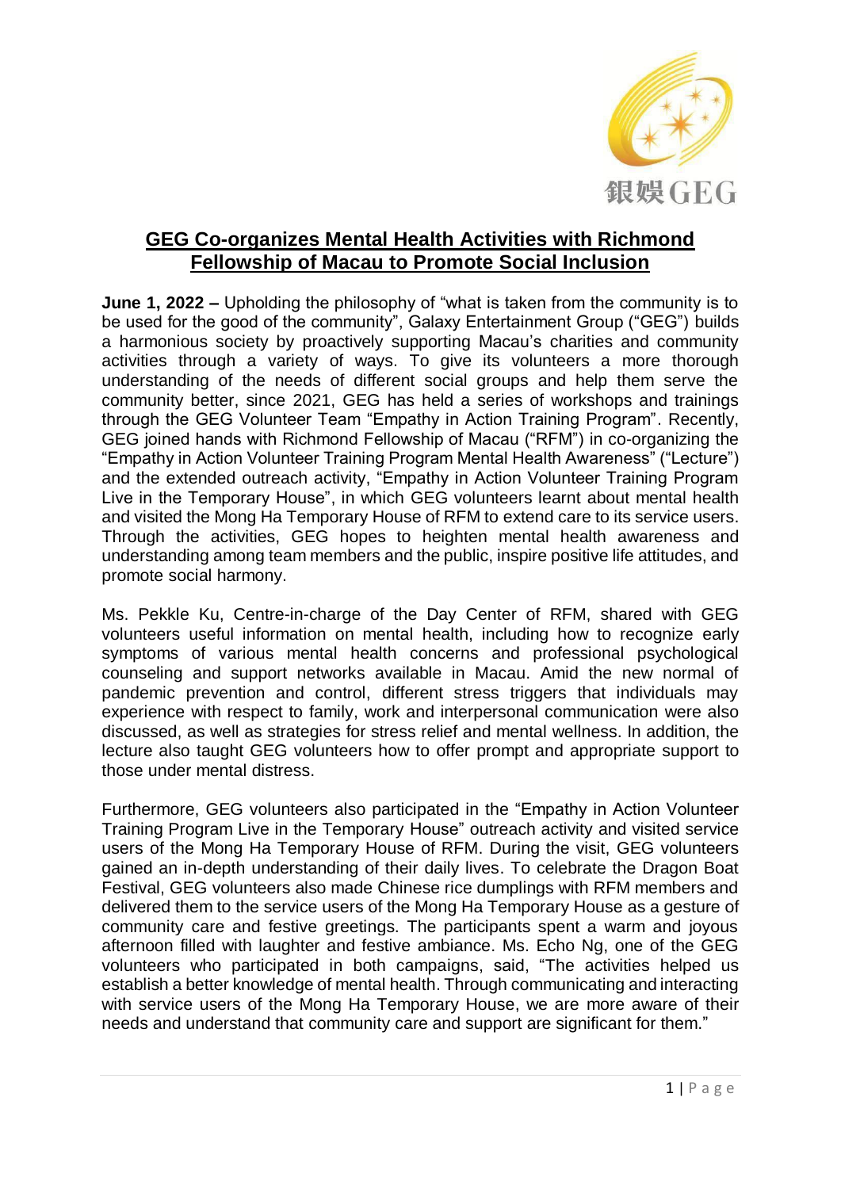# GEG Co-organizes Mental Health Activities with Richmond Fellowship of Macau to Promote Social Inclusion

**June 1, 2022 –** Upholding the philosophy of "what is taken from the community is to be used for the good of the community", Galaxy Entertainment Group ("GEG") builds a harmonious society by proactively supporting Macau's charities and community activities through a variety of ways. To give its volunteers a more thorough understanding of the needs of different social groups and help them serve the community better, since 2021, GEG has held a series of workshops and trainings through the GEG Volunteer Team "Empathy in Action Training Program". Recently, GEG joined hands with Richmond Fellowship of Macau ("RFM") in co-organizing the "Empathy in Action Volunteer Training Program Mental Health Awareness" ("Lecture") and the extended outreach activity, "Empathy in Action Volunteer Training Program Live in the Temporary House", in which GEG volunteers learnt about mental health and visited the Mong Ha Temporary House of RFM to extend care to its service users. Through the activities, GEG hopes to heighten mental health awareness and understanding among team members and the public, inspire positive life attitudes, and promote social harmony.

Ms. Pekkle Ku, Centre-in-charge of the Day Center of RFM, shared with GEG volunteers useful information on mental health, including how to recognize early symptoms of various mental health concerns and professional psychological counseling and support networks available in Macau. Amid the new normal of pandemic prevention and control, different stress triggers that individuals may experience with respect to family, work and interpersonal communication were also discussed, as well as strategies for stress relief and mental wellness. In addition, the lecture also taught GEG volunteers how to offer prompt and appropriate support to those under mental distress.

Furthermore, GEG volunteers also participated in the "Empathy in Action Volunteer Training Program Live in the Temporary House" outreach activity and visited service users of the Mong Ha Temporary House of RFM. During the visit, GEG volunteers gained an in-depth understanding of their daily lives. To celebrate the Dragon Boat Festival, GEG volunteers also made Chinese rice dumplings with RFM members and delivered them to the service users of the Mong Ha Temporary House as a gesture of community care and festive greetings. The participants spent a warm and joyous afternoon filled with laughter and festive ambiance. Ms. Echo Ng, one of the GEG volunteers who participated in both campaigns, said, "The activities helped us establish a better knowledge of mental health. Through communicating and interacting with service users of the Mong Ha Temporary House, we are more aware of their needs and understand that community care and support are significant for them."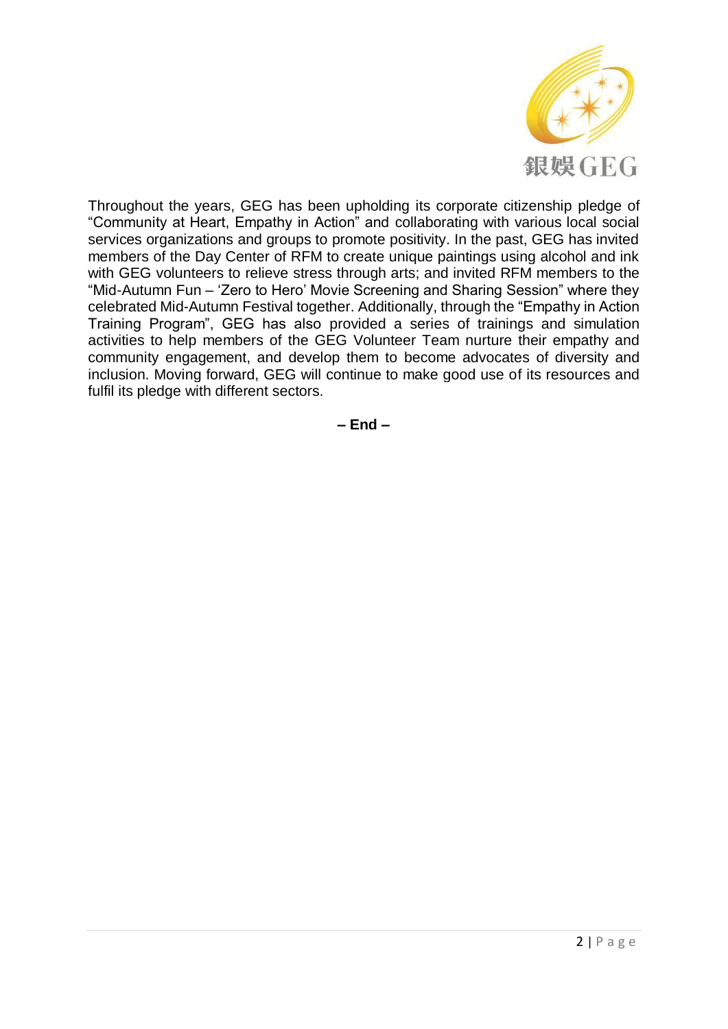Throughout the years, GEG has been upholding its corporate citizenship pledge of "Community at Heart, Empathy in Action" and collaborating with various local social services organizations and groups to promote positivity. In the past, GEG has invited members of the Day Center of RFM to create unique paintings using alcohol and ink with GEG volunteers to relieve stress through arts; and invited RFM members to the "Mid-Autumn Fun – 'Zero to Hero' Movie Screening and Sharing Session" where they celebrated Mid-Autumn Festival together. Additionally, through the "Empathy in Action Training Program", GEG has also provided a series of trainings and simulation activities to help members of the GEG Volunteer Team nurture their empathy and community engagement, and develop them to become advocates of diversity and inclusion. Moving forward, GEG will continue to make good use of its resources and fulfil its pledge with different sectors.

**– End –**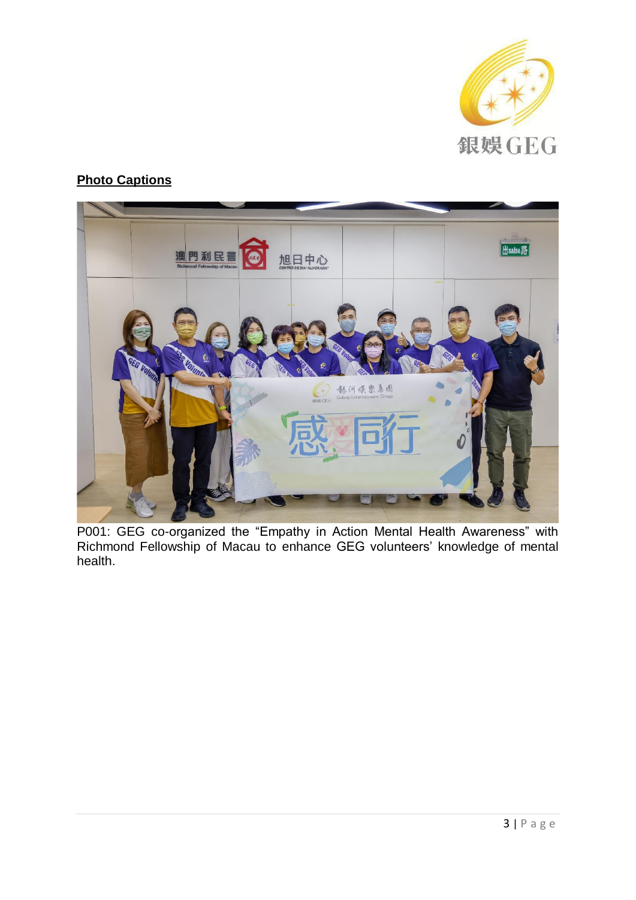**Photo Captions**

P001: GEG co-organized the "Empathy in Action Mental Health Awareness" with Richmond Fellowship of Macau to enhance GEG volunteers' knowledge of mental health.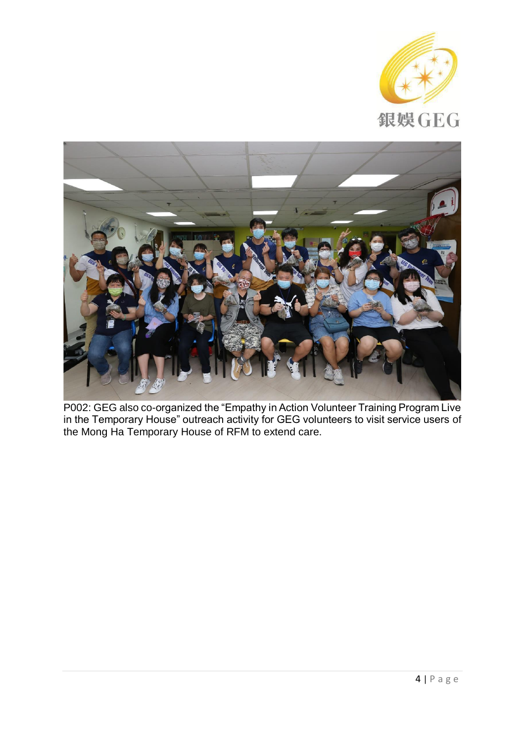P002: GEG also co-organized the “Empathy in Action Volunteer Training Program Live in the Temporary House” outreach activity for GEG volunteers to visit service users of the Mong Ha Temporary House of RFM to extend care.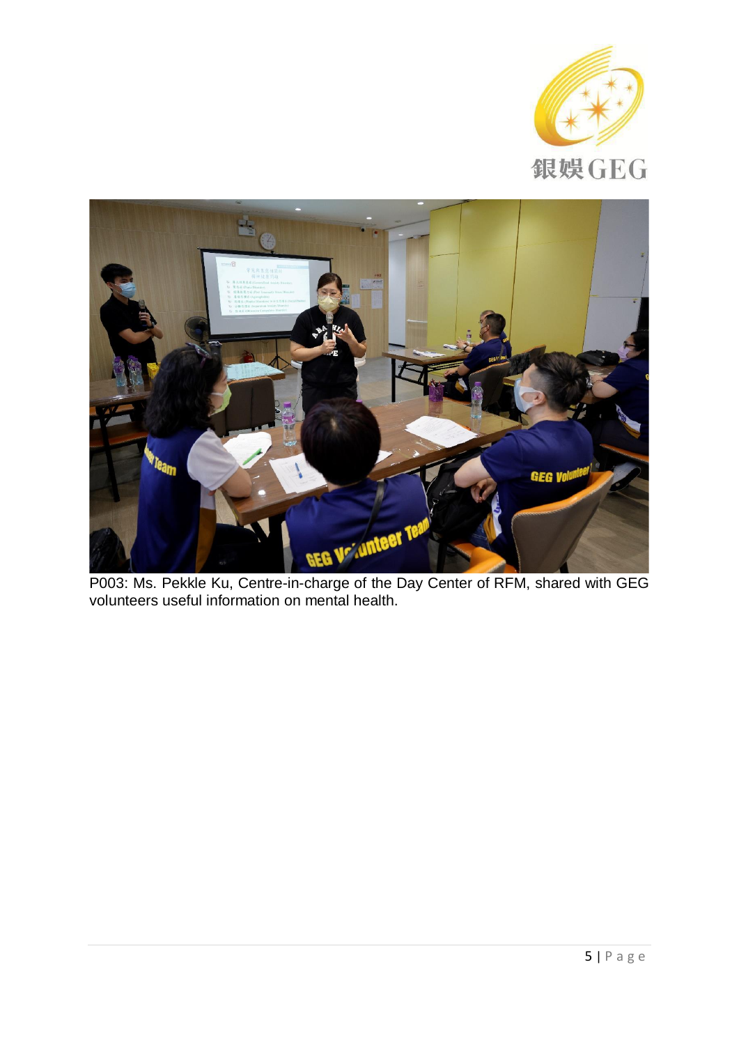P003: Ms. Pekkle Ku, Centre-in-charge of the Day Center of RFM, shared with GEG volunteers useful information on mental health.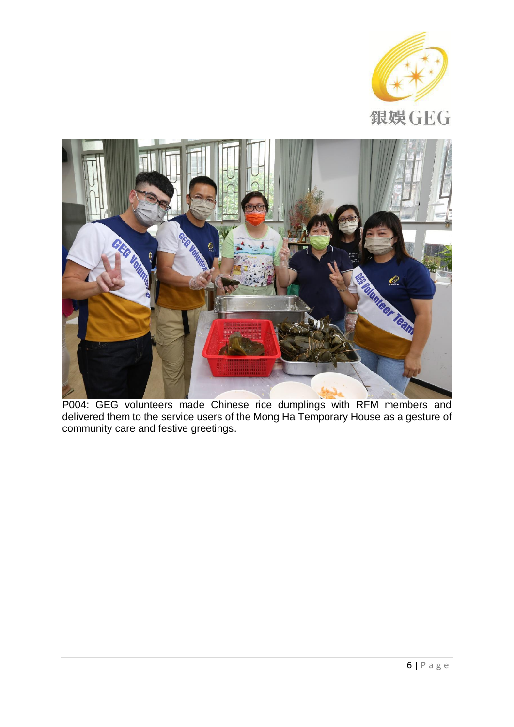P004: GEG volunteers made Chinese rice dumplings with RFM members and delivered them to the service users of the Mong Ha Temporary House as a gesture of community care and festive greetings.